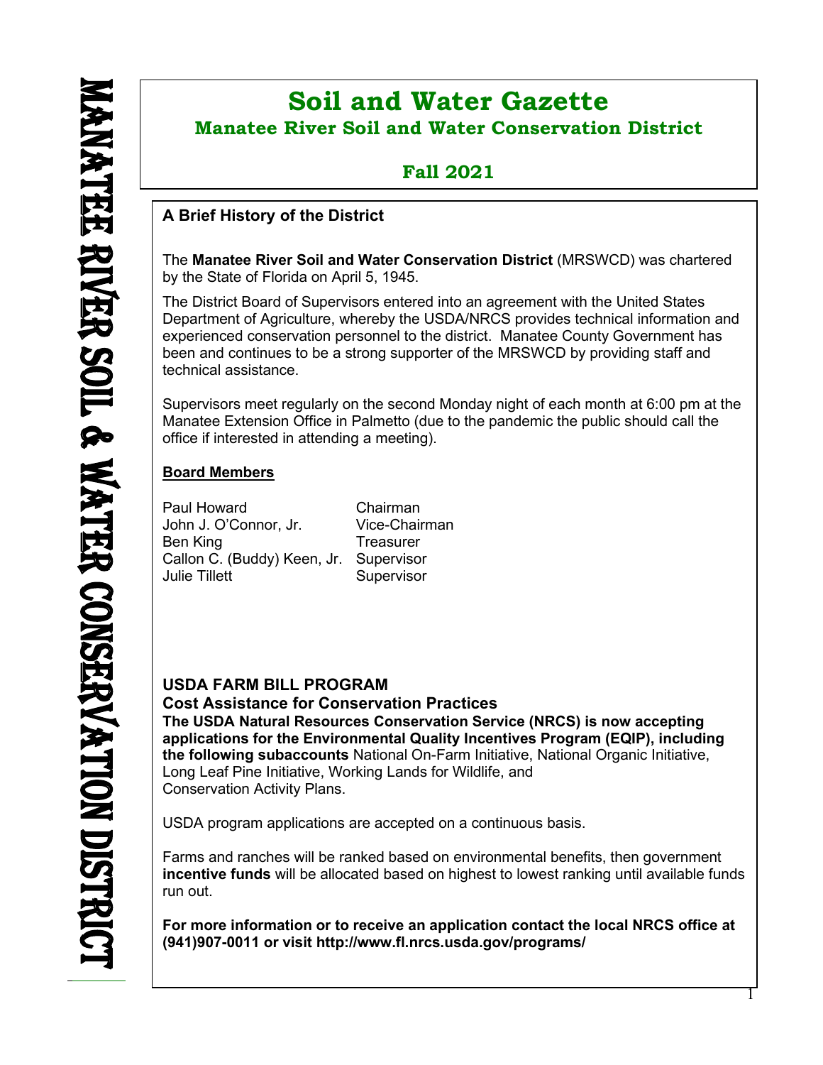MANATEE RIVER SOIL & WATER CONSERVATION DISTRICT

# Soil and Water Gazette

## Manatee River Soil and Water Conservation District

## Fall 2021

### A Brief History of the District

The **Manatee River Soil and Water Conservation District** (MRSWCD) was chartered by the State of Florida on April 5, 1945.

The District Board of Supervisors entered into an agreement with the United States Department of Agriculture, whereby the USDA/NRCS provides technical information and experienced conservation personnel to the district. Manatee County Government has been and continues to be a strong supporter of the MRSWCD by providing staff and technical assistance.

Supervisors meet regularly on the second Monday night of each month at 6:00 pm at the Manatee Extension Office in Palmetto (due to the pandemic the public should call the office if interested in attending a meeting).

**Board Members**

| | |
|---|---|
| Paul Howard | Chairman |
| John J. O'Connor, Jr. | Vice-Chairman |
| Ben King | Treasurer |
| Callon C. (Buddy) Keen, Jr. | Supervisor |
| Julie Tillett | Supervisor |

### USDA FARM BILL PROGRAM

**Cost Assistance for Conservation Practices**

**The USDA Natural Resources Conservation Service (NRCS) is now accepting applications for the Environmental Quality Incentives Program (EQIP), including the following subaccounts** National On-Farm Initiative, National Organic Initiative, Long Leaf Pine Initiative, Working Lands for Wildlife, and Conservation Activity Plans.

USDA program applications are accepted on a continuous basis.

Farms and ranches will be ranked based on environmental benefits, then government **incentive funds** will be allocated based on highest to lowest ranking until available funds run out.

**For more information or to receive an application contact the local NRCS office at (941)907-0011 or visit http://www.fl.nrcs.usda.gov/programs/**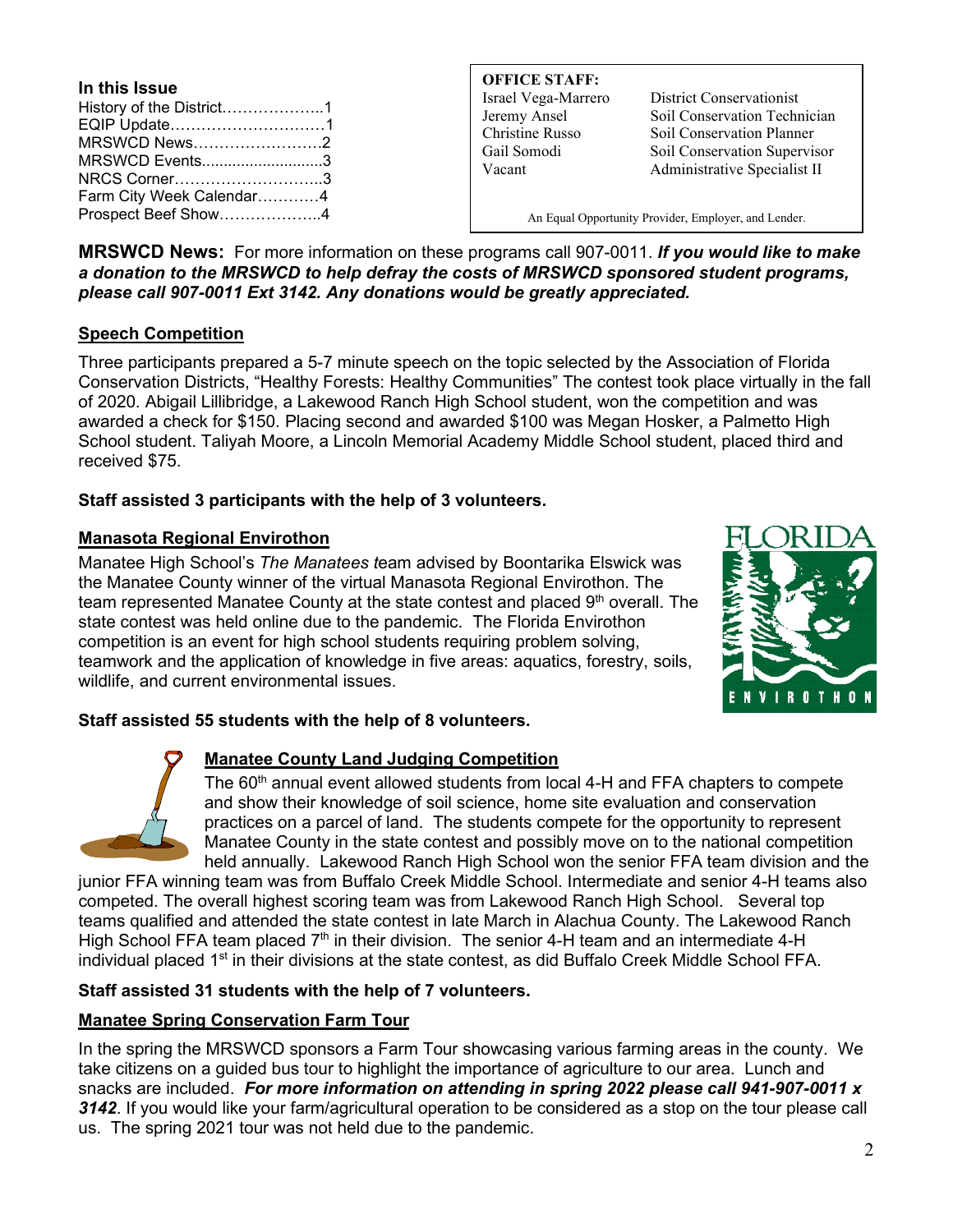**In this Issue**

- History of the District………………..1
- EQIP Update…………………………1
- MRSWCD News……………………..2
- MRSWCD Events...........................3
- NRCS Corner………………………..3
- Farm City Week Calendar…………4
- Prospect Beef Show………………..4

**OFFICE STAFF:**

| | |
|---|---|
| Israel Vega-Marrero | District Conservationist |
| Jeremy Ansel | Soil Conservation Technician |
| Christine Russo | Soil Conservation Planner |
| Gail Somodi | Soil Conservation Supervisor |
| Vacant | Administrative Specialist II |

An Equal Opportunity Provider, Employer, and Lender.

**MRSWCD News:** For more information on these programs call 907-0011. ***If you would like to make a donation to the MRSWCD to help defray the costs of MRSWCD sponsored student programs, please call 907-0011 Ext 3142. Any donations would be greatly appreciated.***

## Speech Competition

Three participants prepared a 5-7 minute speech on the topic selected by the Association of Florida Conservation Districts, "Healthy Forests: Healthy Communities" The contest took place virtually in the fall of 2020. Abigail Lillibridge, a Lakewood Ranch High School student, won the competition and was awarded a check for $150. Placing second and awarded $100 was Megan Hosker, a Palmetto High School student. Taliyah Moore, a Lincoln Memorial Academy Middle School student, placed third and received $75.

**Staff assisted 3 participants with the help of 3 volunteers.**

## Manasota Regional Envirothon

Manatee High School's *The Manatees t*eam advised by Boontarika Elswick was the Manatee County winner of the virtual Manasota Regional Envirothon. The team represented Manatee County at the state contest and placed 9th overall. The state contest was held online due to the pandemic. The Florida Envirothon competition is an event for high school students requiring problem solving, teamwork and the application of knowledge in five areas: aquatics, forestry, soils, wildlife, and current environmental issues.

**Staff assisted 55 students with the help of 8 volunteers.**

## Manatee County Land Judging Competition

The 60th annual event allowed students from local 4-H and FFA chapters to compete and show their knowledge of soil science, home site evaluation and conservation practices on a parcel of land. The students compete for the opportunity to represent Manatee County in the state contest and possibly move on to the national competition held annually. Lakewood Ranch High School won the senior FFA team division and the junior FFA winning team was from Buffalo Creek Middle School. Intermediate and senior 4-H teams also competed. The overall highest scoring team was from Lakewood Ranch High School. Several top teams qualified and attended the state contest in late March in Alachua County. The Lakewood Ranch High School FFA team placed 7th in their division. The senior 4-H team and an intermediate 4-H individual placed 1st in their divisions at the state contest, as did Buffalo Creek Middle School FFA.

**Staff assisted 31 students with the help of 7 volunteers.**

## Manatee Spring Conservation Farm Tour

In the spring the MRSWCD sponsors a Farm Tour showcasing various farming areas in the county. We take citizens on a guided bus tour to highlight the importance of agriculture to our area. Lunch and snacks are included. ***For more information on attending in spring 2022 please call 941-907-0011 x 3142***. If you would like your farm/agricultural operation to be considered as a stop on the tour please call us. The spring 2021 tour was not held due to the pandemic.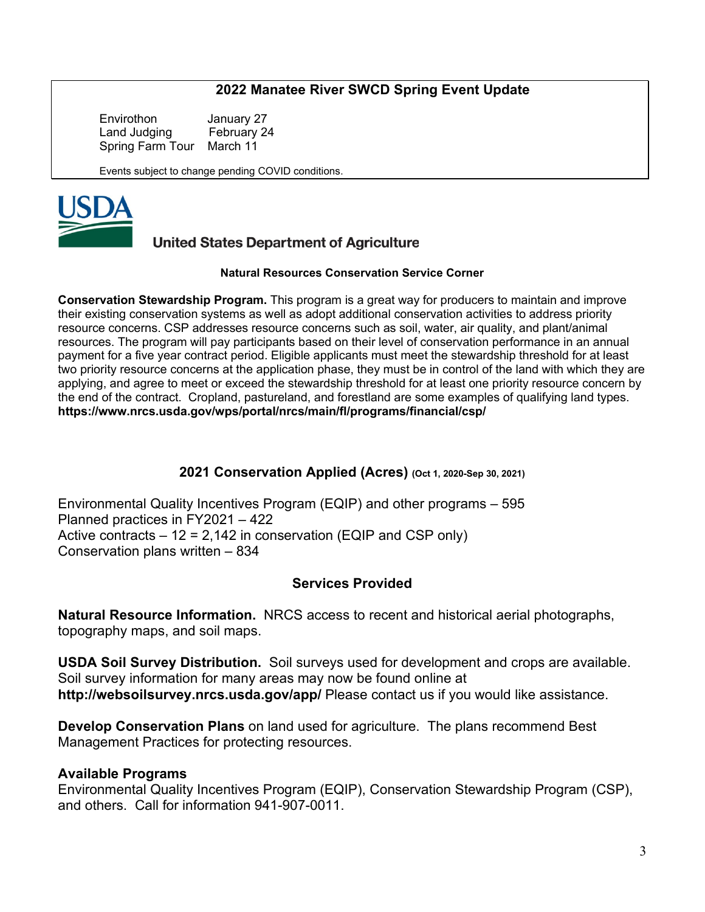## 2022 Manatee River SWCD Spring Event Update

| | |
|---|---|
| Envirothon | January 27 |
| Land Judging | February 24 |
| Spring Farm Tour | March 11 |

Events subject to change pending COVID conditions.

USDA

United States Department of Agriculture

### Natural Resources Conservation Service Corner

**Conservation Stewardship Program.** This program is a great way for producers to maintain and improve their existing conservation systems as well as adopt additional conservation activities to address priority resource concerns. CSP addresses resource concerns such as soil, water, air quality, and plant/animal resources. The program will pay participants based on their level of conservation performance in an annual payment for a five year contract period. Eligible applicants must meet the stewardship threshold for at least two priority resource concerns at the application phase, they must be in control of the land with which they are applying, and agree to meet or exceed the stewardship threshold for at least one priority resource concern by the end of the contract. Cropland, pastureland, and forestland are some examples of qualifying land types.
**https://www.nrcs.usda.gov/wps/portal/nrcs/main/fl/programs/financial/csp/**

### 2021 Conservation Applied (Acres) (Oct 1, 2020-Sep 30, 2021)

Environmental Quality Incentives Program (EQIP) and other programs – 595
Planned practices in FY2021 – 422
Active contracts – 12 = 2,142 in conservation (EQIP and CSP only)
Conservation plans written – 834

### Services Provided

**Natural Resource Information.** NRCS access to recent and historical aerial photographs, topography maps, and soil maps.

**USDA Soil Survey Distribution.** Soil surveys used for development and crops are available. Soil survey information for many areas may now be found online at **http://websoilsurvey.nrcs.usda.gov/app/** Please contact us if you would like assistance.

**Develop Conservation Plans** on land used for agriculture. The plans recommend Best Management Practices for protecting resources.

**Available Programs**
Environmental Quality Incentives Program (EQIP), Conservation Stewardship Program (CSP), and others. Call for information 941-907-0011.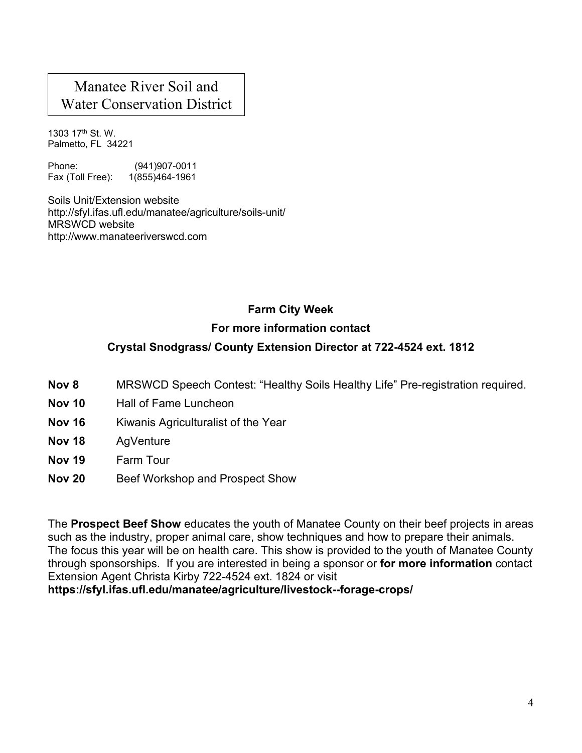Manatee River Soil and Water Conservation District

1303 17th St. W.
Palmetto, FL 34221

Phone: (941)907-0011
Fax (Toll Free): 1(855)464-1961

Soils Unit/Extension website
http://sfyl.ifas.ufl.edu/manatee/agriculture/soils-unit/
MRSWCD website
http://www.manateeriverswcd.com

**Farm City Week**

**For more information contact**

**Crystal Snodgrass/ County Extension Director at 722-4524 ext. 1812**

**Nov 8** MRSWCD Speech Contest: "Healthy Soils Healthy Life" Pre-registration required.

**Nov 10** Hall of Fame Luncheon

**Nov 16** Kiwanis Agriculturalist of the Year

**Nov 18** AgVenture

**Nov 19** Farm Tour

**Nov 20** Beef Workshop and Prospect Show

The **Prospect Beef Show** educates the youth of Manatee County on their beef projects in areas such as the industry, proper animal care, show techniques and how to prepare their animals. The focus this year will be on health care. This show is provided to the youth of Manatee County through sponsorships. If you are interested in being a sponsor or **for more information** contact Extension Agent Christa Kirby 722-4524 ext. 1824 or visit
**https://sfyl.ifas.ufl.edu/manatee/agriculture/livestock--forage-crops/**